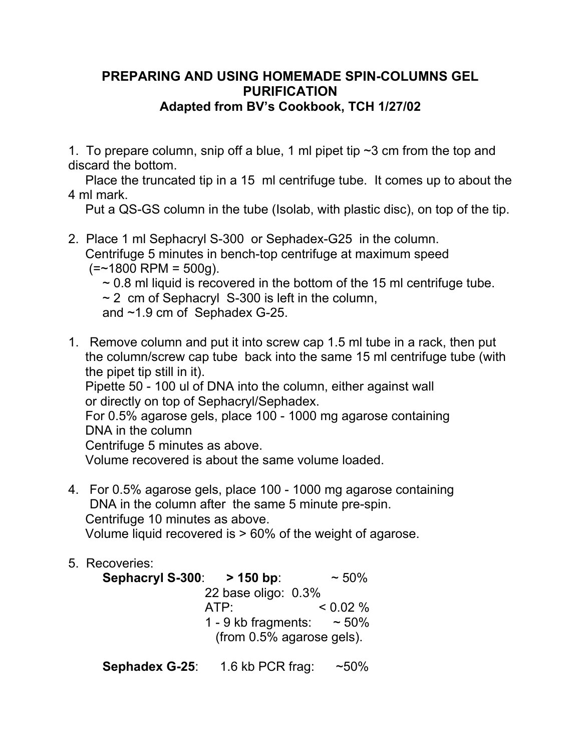# PREPARING AND USING HOMEMADE SPIN-COLUMNS GEL PURIFICATION

### Adapted from BV's Cookbook, TCH 1/27/02

1. To prepare column, snip off a blue, 1 ml pipet tip ~3 cm from the top and discard the bottom.
   Place the truncated tip in a 15 ml centrifuge tube. It comes up to about the 4 ml mark.
   Put a QS-GS column in the tube (Isolab, with plastic disc), on top of the tip.

2. Place 1 ml Sephacryl S-300 or Sephadex-G25 in the column.
   Centrifuge 5 minutes in bench-top centrifuge at maximum speed (=~1800 RPM = 500g).
   ~ 0.8 ml liquid is recovered in the bottom of the 15 ml centrifuge tube.
   ~ 2 cm of Sephacryl S-300 is left in the column,
   and ~1.9 cm of Sephadex G-25.

1. Remove column and put it into screw cap 1.5 ml tube in a rack, then put the column/screw cap tube back into the same 15 ml centrifuge tube (with the pipet tip still in it).
   Pipette 50 - 100 ul of DNA into the column, either against wall or directly on top of Sephacryl/Sephadex.
   For 0.5% agarose gels, place 100 - 1000 mg agarose containing DNA in the column
   Centrifuge 5 minutes as above.
   Volume recovered is about the same volume loaded.

4. For 0.5% agarose gels, place 100 - 1000 mg agarose containing DNA in the column after the same 5 minute pre-spin.
   Centrifuge 10 minutes as above.
   Volume liquid recovered is > 60% of the weight of agarose.

5. Recoveries:

   **Sephacryl S-300**: **> 150 bp**: ~ 50%
   22 base oligo: 0.3%
   ATP: < 0.02 %
   1 - 9 kb fragments: ~ 50%
   (from 0.5% agarose gels).

   **Sephadex G-25**: 1.6 kb PCR frag: ~50%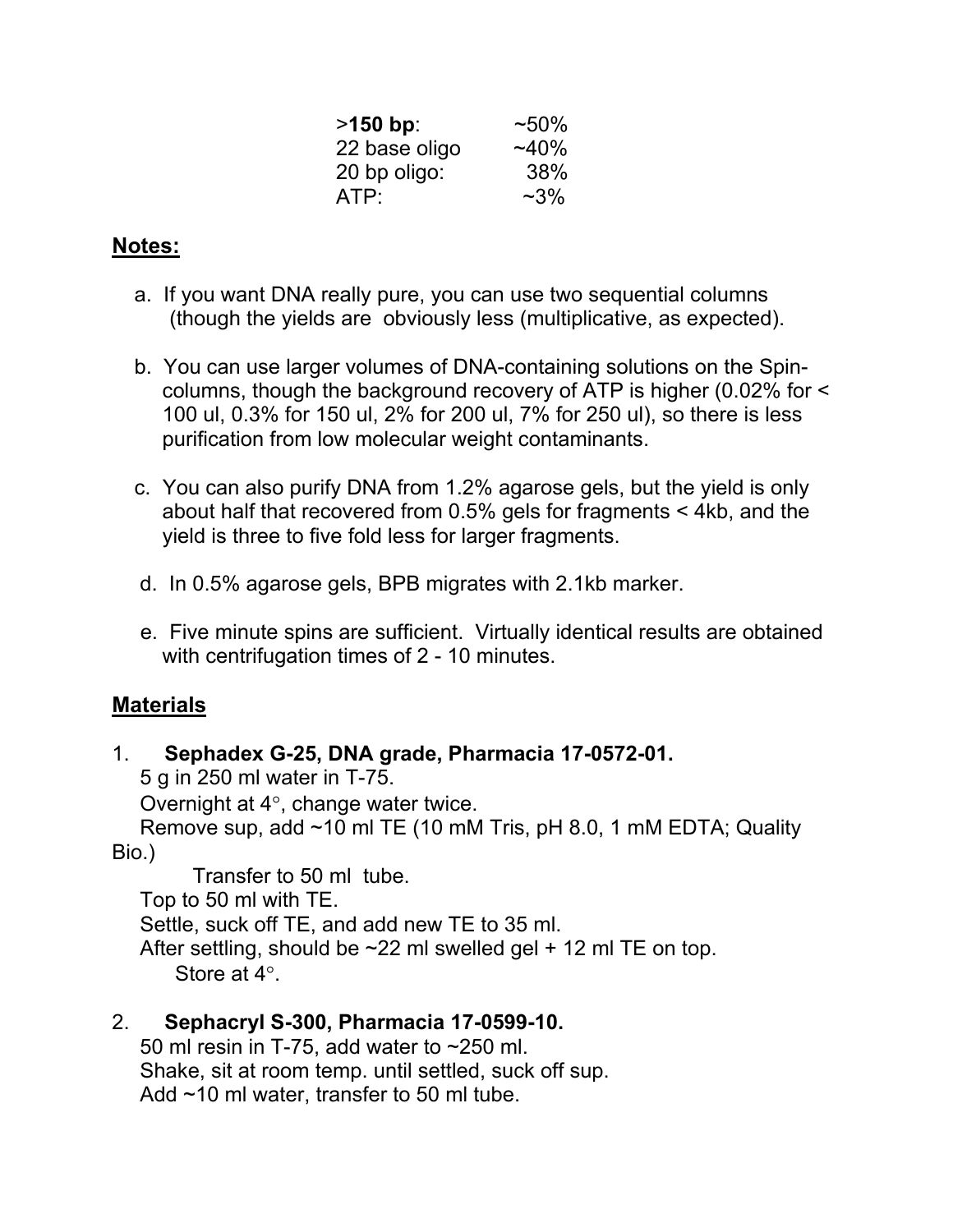| | |
|---|---|
| >**150 bp**: | ~50% |
| 22 base oligo | ~40% |
| 20 bp oligo: | 38% |
| ATP: | ~3% |

## Notes:

a. If you want DNA really pure, you can use two sequential columns (though the yields are obviously less (multiplicative, as expected).

b. You can use larger volumes of DNA-containing solutions on the Spin-columns, though the background recovery of ATP is higher (0.02% for < 100 ul, 0.3% for 150 ul, 2% for 200 ul, 7% for 250 ul), so there is less purification from low molecular weight contaminants.

c. You can also purify DNA from 1.2% agarose gels, but the yield is only about half that recovered from 0.5% gels for fragments < 4kb, and the yield is three to five fold less for larger fragments.

d. In 0.5% agarose gels, BPB migrates with 2.1kb marker.

e. Five minute spins are sufficient. Virtually identical results are obtained with centrifugation times of 2 - 10 minutes.

## Materials

1. **Sephadex G-25, DNA grade, Pharmacia 17-0572-01.**
   5 g in 250 ml water in T-75.
   Overnight at 4°, change water twice.
   Remove sup, add ~10 ml TE (10 mM Tris, pH 8.0, 1 mM EDTA; Quality Bio.)
   Transfer to 50 ml tube.
   Top to 50 ml with TE.
   Settle, suck off TE, and add new TE to 35 ml.
   After settling, should be ~22 ml swelled gel + 12 ml TE on top.
   Store at 4°.

2. **Sephacryl S-300, Pharmacia 17-0599-10.**
   50 ml resin in T-75, add water to ~250 ml.
   Shake, sit at room temp. until settled, suck off sup.
   Add ~10 ml water, transfer to 50 ml tube.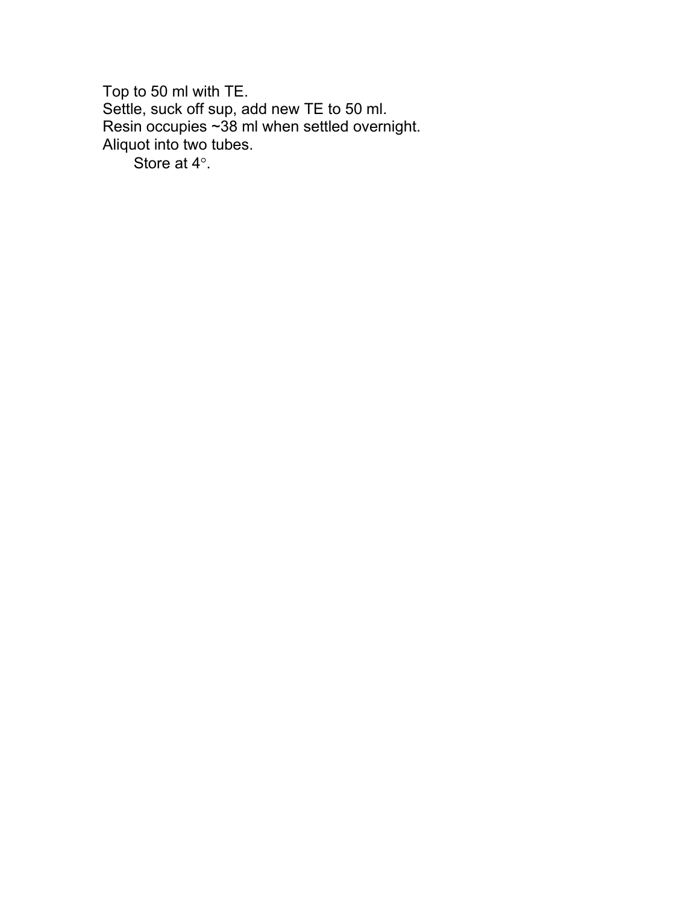Top to 50 ml with TE.
Settle, suck off sup, add new TE to 50 ml.
Resin occupies ~38 ml when settled overnight.
Aliquot into two tubes.

  Store at 4°.